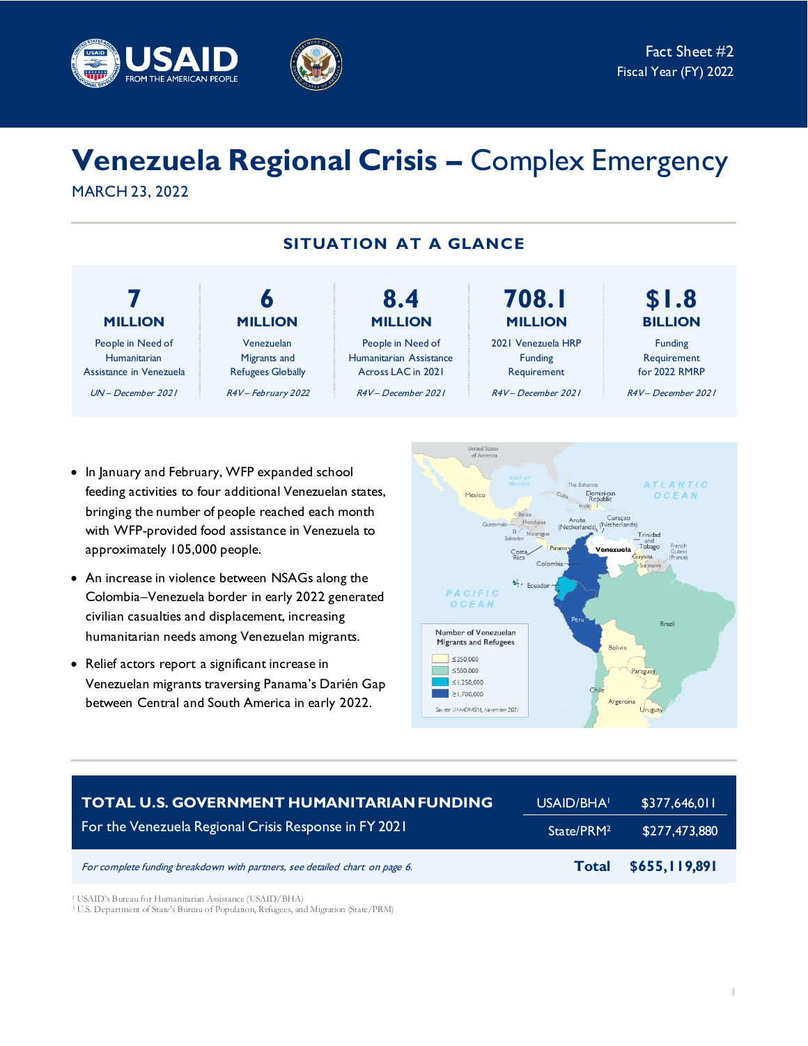Fact Sheet #2
Fiscal Year (FY) 2022

# Venezuela Regional Crisis – Complex Emergency

MARCH 23, 2022

## SITUATION AT A GLANCE

| 7 MILLION | 6 MILLION | 8.4 MILLION | 708.1 MILLION | $1.8 BILLION |
|---|---|---|---|---|
| People in Need of Humanitarian Assistance in Venezuela | Venezuelan Migrants and Refugees Globally | People in Need of Humanitarian Assistance Across LAC in 2021 | 2021 Venezuela HRP Funding Requirement | Funding Requirement for 2022 RMRP |
| *UN – December 2021* | *R4V – February 2022* | *R4V – December 2021* | *R4V – December 2021* | *R4V – December 2021* |

- In January and February, WFP expanded school feeding activities to four additional Venezuelan states, bringing the number of people reached each month with WFP-provided food assistance in Venezuela to approximately 105,000 people.
- An increase in violence between NSAGs along the Colombia–Venezuela border in early 2022 generated civilian casualties and displacement, increasing humanitarian needs among Venezuelan migrants.
- Relief actors report a significant increase in Venezuelan migrants traversing Panama's Darién Gap between Central and South America in early 2022.

Number of Venezuelan Migrants and Refugees

- ≤250,000
- ≤500,000
- ≤1,250,000
- ≥1,700,000

Source: UNHCR-IOM, November 2021

| TOTAL U.S. GOVERNMENT HUMANITARIAN FUNDING For the Venezuela Regional Crisis Response in FY 2021 | | |
|---|---|---|
| | USAID/BHA[1] | $377,646,011 |
| | State/PRM[2] | $277,473,880 |
| *For complete funding breakdown with partners, see detailed chart on page 6.* | **Total** | **$655,119,891** |

[1] USAID's Bureau for Humanitarian Assistance (USAID/BHA)
[2] U.S. Department of State's Bureau of Population, Refugees, and Migration (State/PRM)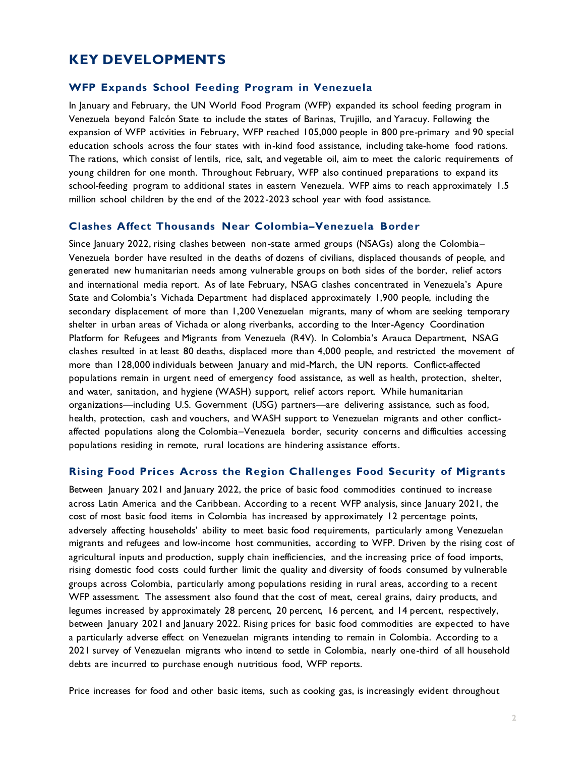# KEY DEVELOPMENTS

## WFP Expands School Feeding Program in Venezuela

In January and February, the UN World Food Program (WFP) expanded its school feeding program in Venezuela beyond Falcón State to include the states of Barinas, Trujillo, and Yaracuy. Following the expansion of WFP activities in February, WFP reached 105,000 people in 800 pre-primary and 90 special education schools across the four states with in-kind food assistance, including take-home food rations. The rations, which consist of lentils, rice, salt, and vegetable oil, aim to meet the caloric requirements of young children for one month. Throughout February, WFP also continued preparations to expand its school-feeding program to additional states in eastern Venezuela. WFP aims to reach approximately 1.5 million school children by the end of the 2022-2023 school year with food assistance.

## Clashes Affect Thousands Near Colombia–Venezuela Border

Since January 2022, rising clashes between non-state armed groups (NSAGs) along the Colombia–Venezuela border have resulted in the deaths of dozens of civilians, displaced thousands of people, and generated new humanitarian needs among vulnerable groups on both sides of the border, relief actors and international media report. As of late February, NSAG clashes concentrated in Venezuela's Apure State and Colombia's Vichada Department had displaced approximately 1,900 people, including the secondary displacement of more than 1,200 Venezuelan migrants, many of whom are seeking temporary shelter in urban areas of Vichada or along riverbanks, according to the Inter-Agency Coordination Platform for Refugees and Migrants from Venezuela (R4V). In Colombia's Arauca Department, NSAG clashes resulted in at least 80 deaths, displaced more than 4,000 people, and restricted the movement of more than 128,000 individuals between January and mid-March, the UN reports. Conflict-affected populations remain in urgent need of emergency food assistance, as well as health, protection, shelter, and water, sanitation, and hygiene (WASH) support, relief actors report. While humanitarian organizations—including U.S. Government (USG) partners—are delivering assistance, such as food, health, protection, cash and vouchers, and WASH support to Venezuelan migrants and other conflict-affected populations along the Colombia–Venezuela border, security concerns and difficulties accessing populations residing in remote, rural locations are hindering assistance efforts.

## Rising Food Prices Across the Region Challenges Food Security of Migrants

Between January 2021 and January 2022, the price of basic food commodities continued to increase across Latin America and the Caribbean. According to a recent WFP analysis, since January 2021, the cost of most basic food items in Colombia has increased by approximately 12 percentage points, adversely affecting households' ability to meet basic food requirements, particularly among Venezuelan migrants and refugees and low-income host communities, according to WFP. Driven by the rising cost of agricultural inputs and production, supply chain inefficiencies, and the increasing price of food imports, rising domestic food costs could further limit the quality and diversity of foods consumed by vulnerable groups across Colombia, particularly among populations residing in rural areas, according to a recent WFP assessment. The assessment also found that the cost of meat, cereal grains, dairy products, and legumes increased by approximately 28 percent, 20 percent, 16 percent, and 14 percent, respectively, between January 2021 and January 2022. Rising prices for basic food commodities are expected to have a particularly adverse effect on Venezuelan migrants intending to remain in Colombia. According to a 2021 survey of Venezuelan migrants who intend to settle in Colombia, nearly one-third of all household debts are incurred to purchase enough nutritious food, WFP reports.

Price increases for food and other basic items, such as cooking gas, is increasingly evident throughout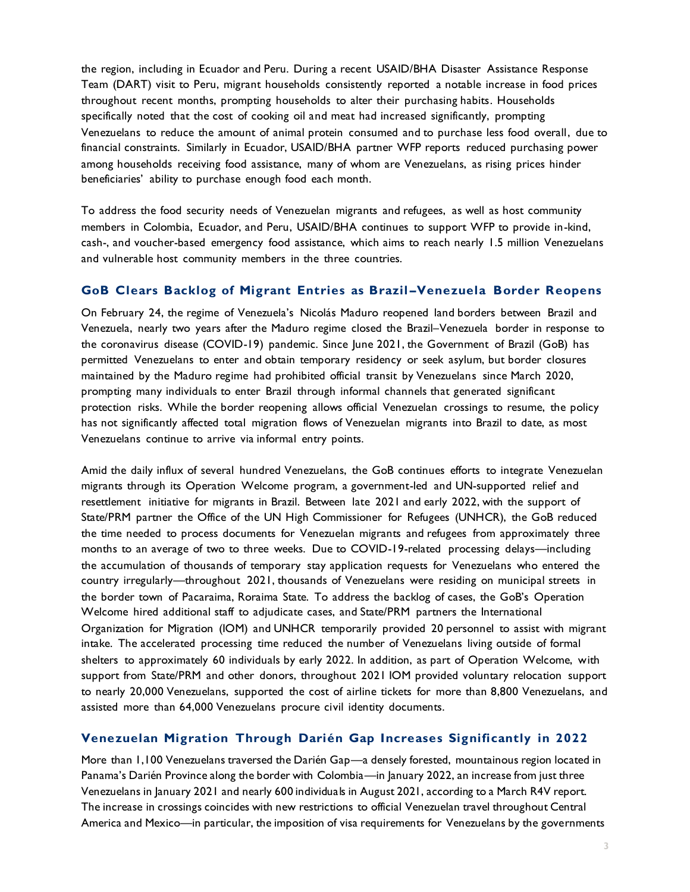the region, including in Ecuador and Peru. During a recent USAID/BHA Disaster Assistance Response Team (DART) visit to Peru, migrant households consistently reported a notable increase in food prices throughout recent months, prompting households to alter their purchasing habits. Households specifically noted that the cost of cooking oil and meat had increased significantly, prompting Venezuelans to reduce the amount of animal protein consumed and to purchase less food overall, due to financial constraints. Similarly in Ecuador, USAID/BHA partner WFP reports reduced purchasing power among households receiving food assistance, many of whom are Venezuelans, as rising prices hinder beneficiaries' ability to purchase enough food each month.

To address the food security needs of Venezuelan migrants and refugees, as well as host community members in Colombia, Ecuador, and Peru, USAID/BHA continues to support WFP to provide in-kind, cash-, and voucher-based emergency food assistance, which aims to reach nearly 1.5 million Venezuelans and vulnerable host community members in the three countries.

## GoB Clears Backlog of Migrant Entries as Brazil–Venezuela Border Reopens

On February 24, the regime of Venezuela's Nicolás Maduro reopened land borders between Brazil and Venezuela, nearly two years after the Maduro regime closed the Brazil–Venezuela border in response to the coronavirus disease (COVID-19) pandemic. Since June 2021, the Government of Brazil (GoB) has permitted Venezuelans to enter and obtain temporary residency or seek asylum, but border closures maintained by the Maduro regime had prohibited official transit by Venezuelans since March 2020, prompting many individuals to enter Brazil through informal channels that generated significant protection risks. While the border reopening allows official Venezuelan crossings to resume, the policy has not significantly affected total migration flows of Venezuelan migrants into Brazil to date, as most Venezuelans continue to arrive via informal entry points.

Amid the daily influx of several hundred Venezuelans, the GoB continues efforts to integrate Venezuelan migrants through its Operation Welcome program, a government-led and UN-supported relief and resettlement initiative for migrants in Brazil. Between late 2021 and early 2022, with the support of State/PRM partner the Office of the UN High Commissioner for Refugees (UNHCR), the GoB reduced the time needed to process documents for Venezuelan migrants and refugees from approximately three months to an average of two to three weeks. Due to COVID-19-related processing delays—including the accumulation of thousands of temporary stay application requests for Venezuelans who entered the country irregularly—throughout 2021, thousands of Venezuelans were residing on municipal streets in the border town of Pacaraima, Roraima State. To address the backlog of cases, the GoB's Operation Welcome hired additional staff to adjudicate cases, and State/PRM partners the International Organization for Migration (IOM) and UNHCR temporarily provided 20 personnel to assist with migrant intake. The accelerated processing time reduced the number of Venezuelans living outside of formal shelters to approximately 60 individuals by early 2022. In addition, as part of Operation Welcome, with support from State/PRM and other donors, throughout 2021 IOM provided voluntary relocation support to nearly 20,000 Venezuelans, supported the cost of airline tickets for more than 8,800 Venezuelans, and assisted more than 64,000 Venezuelans procure civil identity documents.

## Venezuelan Migration Through Darién Gap Increases Significantly in 2022

More than 1,100 Venezuelans traversed the Darién Gap—a densely forested, mountainous region located in Panama's Darién Province along the border with Colombia—in January 2022, an increase from just three Venezuelans in January 2021 and nearly 600 individuals in August 2021, according to a March R4V report. The increase in crossings coincides with new restrictions to official Venezuelan travel throughout Central America and Mexico—in particular, the imposition of visa requirements for Venezuelans by the governments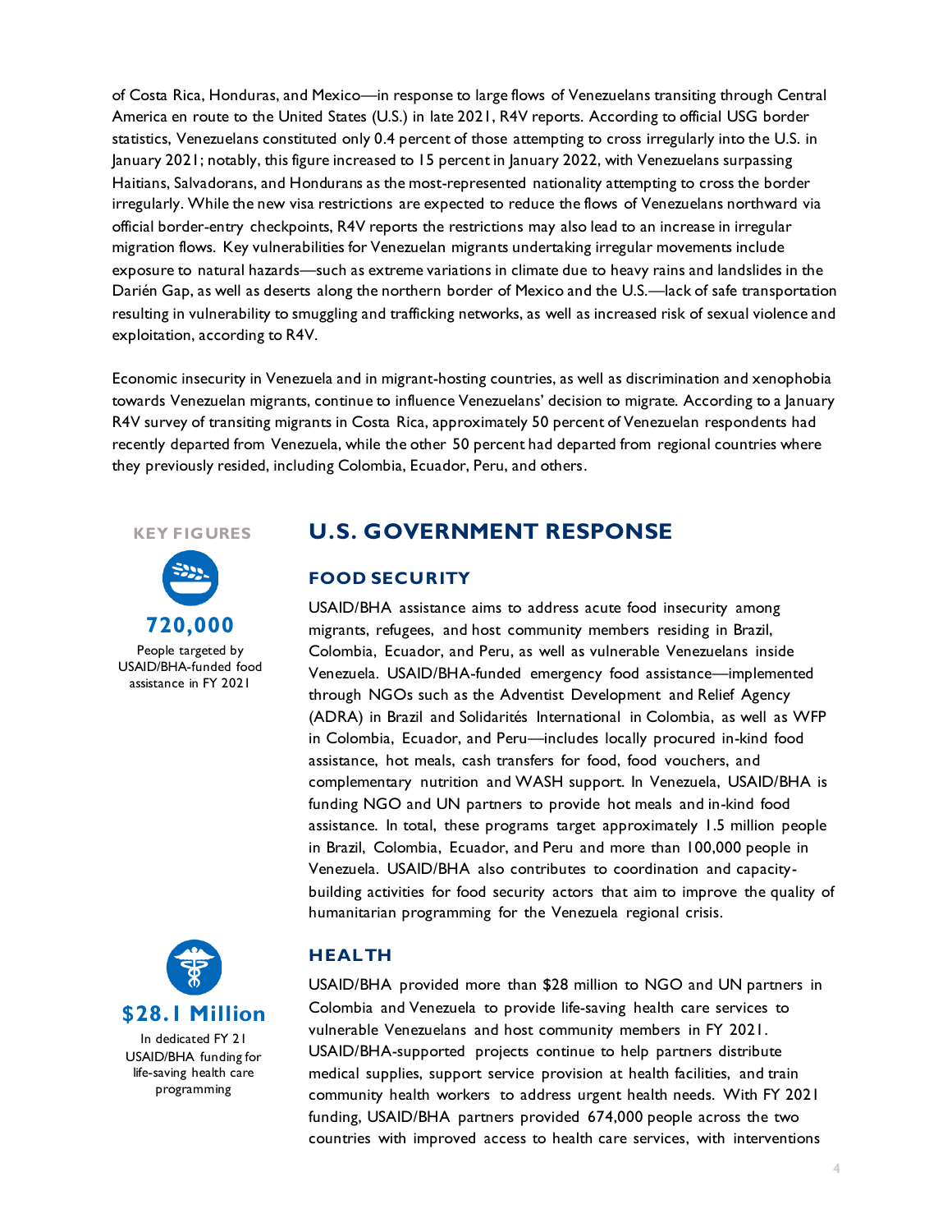of Costa Rica, Honduras, and Mexico—in response to large flows of Venezuelans transiting through Central America en route to the United States (U.S.) in late 2021, R4V reports. According to official USG border statistics, Venezuelans constituted only 0.4 percent of those attempting to cross irregularly into the U.S. in January 2021; notably, this figure increased to 15 percent in January 2022, with Venezuelans surpassing Haitians, Salvadorans, and Hondurans as the most-represented nationality attempting to cross the border irregularly. While the new visa restrictions are expected to reduce the flows of Venezuelans northward via official border-entry checkpoints, R4V reports the restrictions may also lead to an increase in irregular migration flows. Key vulnerabilities for Venezuelan migrants undertaking irregular movements include exposure to natural hazards—such as extreme variations in climate due to heavy rains and landslides in the Darién Gap, as well as deserts along the northern border of Mexico and the U.S.—lack of safe transportation resulting in vulnerability to smuggling and trafficking networks, as well as increased risk of sexual violence and exploitation, according to R4V.

Economic insecurity in Venezuela and in migrant-hosting countries, as well as discrimination and xenophobia towards Venezuelan migrants, continue to influence Venezuelans' decision to migrate. According to a January R4V survey of transiting migrants in Costa Rica, approximately 50 percent of Venezuelan respondents had recently departed from Venezuela, while the other 50 percent had departed from regional countries where they previously resided, including Colombia, Ecuador, Peru, and others.

## U.S. GOVERNMENT RESPONSE

**KEY FIGURES**

**720,000**
People targeted by USAID/BHA-funded food assistance in FY 2021

**$28.1 Million**
In dedicated FY 21 USAID/BHA funding for life-saving health care programming

### FOOD SECURITY

USAID/BHA assistance aims to address acute food insecurity among migrants, refugees, and host community members residing in Brazil, Colombia, Ecuador, and Peru, as well as vulnerable Venezuelans inside Venezuela. USAID/BHA-funded emergency food assistance—implemented through NGOs such as the Adventist Development and Relief Agency (ADRA) in Brazil and Solidarités International in Colombia, as well as WFP in Colombia, Ecuador, and Peru—includes locally procured in-kind food assistance, hot meals, cash transfers for food, food vouchers, and complementary nutrition and WASH support. In Venezuela, USAID/BHA is funding NGO and UN partners to provide hot meals and in-kind food assistance. In total, these programs target approximately 1.5 million people in Brazil, Colombia, Ecuador, and Peru and more than 100,000 people in Venezuela. USAID/BHA also contributes to coordination and capacity-building activities for food security actors that aim to improve the quality of humanitarian programming for the Venezuela regional crisis.

### HEALTH

USAID/BHA provided more than $28 million to NGO and UN partners in Colombia and Venezuela to provide life-saving health care services to vulnerable Venezuelans and host community members in FY 2021. USAID/BHA-supported projects continue to help partners distribute medical supplies, support service provision at health facilities, and train community health workers to address urgent health needs. With FY 2021 funding, USAID/BHA partners provided 674,000 people across the two countries with improved access to health care services, with interventions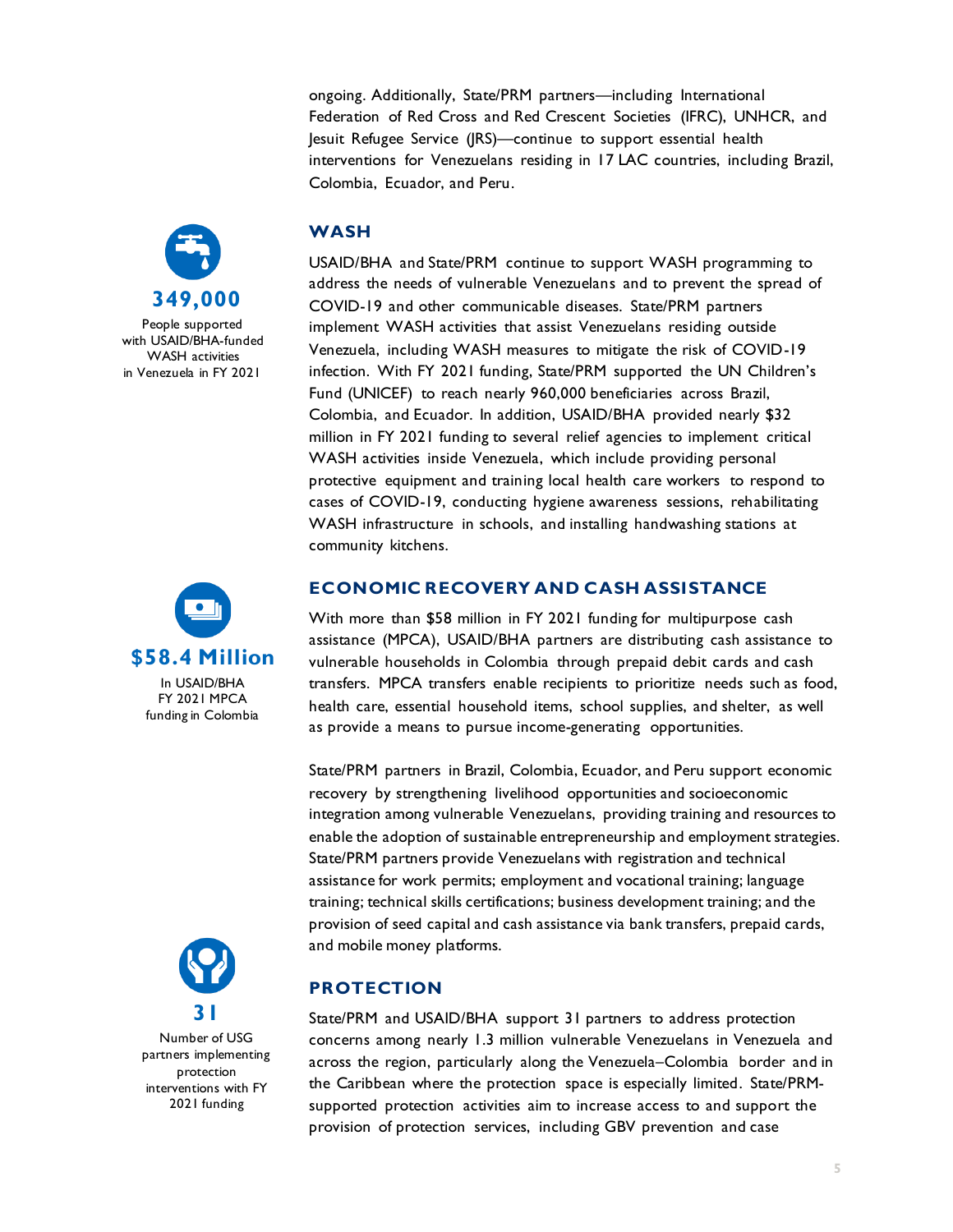ongoing. Additionally, State/PRM partners—including International Federation of Red Cross and Red Crescent Societies (IFRC), UNHCR, and Jesuit Refugee Service (JRS)—continue to support essential health interventions for Venezuelans residing in 17 LAC countries, including Brazil, Colombia, Ecuador, and Peru.

**349,000**

People supported with USAID/BHA-funded WASH activities in Venezuela in FY 2021

## WASH

USAID/BHA and State/PRM continue to support WASH programming to address the needs of vulnerable Venezuelans and to prevent the spread of COVID-19 and other communicable diseases. State/PRM partners implement WASH activities that assist Venezuelans residing outside Venezuela, including WASH measures to mitigate the risk of COVID-19 infection. With FY 2021 funding, State/PRM supported the UN Children's Fund (UNICEF) to reach nearly 960,000 beneficiaries across Brazil, Colombia, and Ecuador. In addition, USAID/BHA provided nearly $32 million in FY 2021 funding to several relief agencies to implement critical WASH activities inside Venezuela, which include providing personal protective equipment and training local health care workers to respond to cases of COVID-19, conducting hygiene awareness sessions, rehabilitating WASH infrastructure in schools, and installing handwashing stations at community kitchens.

**$58.4 Million**

In USAID/BHA FY 2021 MPCA funding in Colombia

## ECONOMIC RECOVERY AND CASH ASSISTANCE

With more than $58 million in FY 2021 funding for multipurpose cash assistance (MPCA), USAID/BHA partners are distributing cash assistance to vulnerable households in Colombia through prepaid debit cards and cash transfers. MPCA transfers enable recipients to prioritize needs such as food, health care, essential household items, school supplies, and shelter, as well as provide a means to pursue income-generating opportunities.

State/PRM partners in Brazil, Colombia, Ecuador, and Peru support economic recovery by strengthening livelihood opportunities and socioeconomic integration among vulnerable Venezuelans, providing training and resources to enable the adoption of sustainable entrepreneurship and employment strategies. State/PRM partners provide Venezuelans with registration and technical assistance for work permits; employment and vocational training; language training; technical skills certifications; business development training; and the provision of seed capital and cash assistance via bank transfers, prepaid cards, and mobile money platforms.

**31**

Number of USG partners implementing protection interventions with FY 2021 funding

## PROTECTION

State/PRM and USAID/BHA support 31 partners to address protection concerns among nearly 1.3 million vulnerable Venezuelans in Venezuela and across the region, particularly along the Venezuela–Colombia border and in the Caribbean where the protection space is especially limited. State/PRM-supported protection activities aim to increase access to and support the provision of protection services, including GBV prevention and case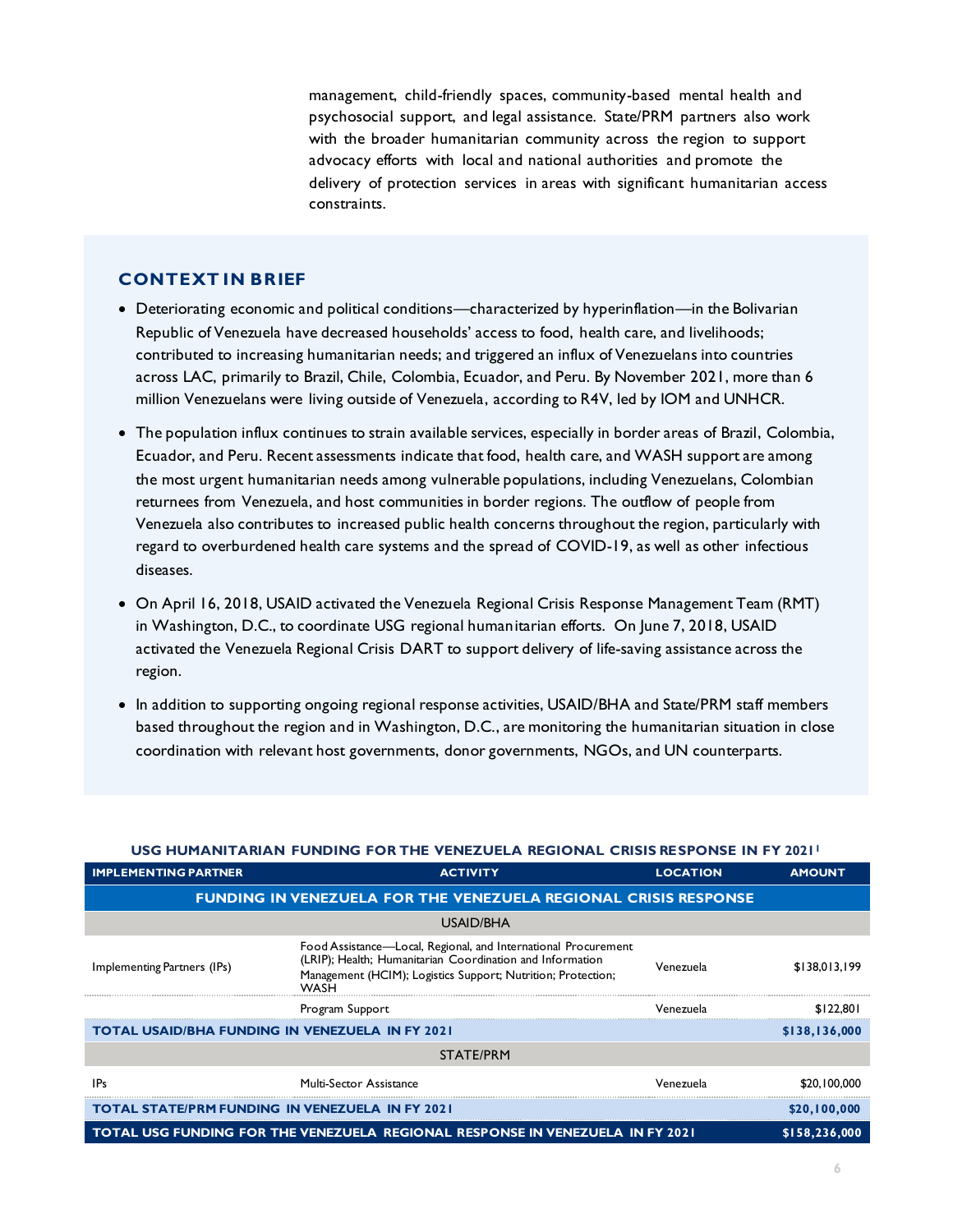management, child-friendly spaces, community-based mental health and psychosocial support, and legal assistance. State/PRM partners also work with the broader humanitarian community across the region to support advocacy efforts with local and national authorities and promote the delivery of protection services in areas with significant humanitarian access constraints.

## CONTEXT IN BRIEF

- Deteriorating economic and political conditions—characterized by hyperinflation—in the Bolivarian Republic of Venezuela have decreased households' access to food, health care, and livelihoods; contributed to increasing humanitarian needs; and triggered an influx of Venezuelans into countries across LAC, primarily to Brazil, Chile, Colombia, Ecuador, and Peru. By November 2021, more than 6 million Venezuelans were living outside of Venezuela, according to R4V, led by IOM and UNHCR.
- The population influx continues to strain available services, especially in border areas of Brazil, Colombia, Ecuador, and Peru. Recent assessments indicate that food, health care, and WASH support are among the most urgent humanitarian needs among vulnerable populations, including Venezuelans, Colombian returnees from Venezuela, and host communities in border regions. The outflow of people from Venezuela also contributes to increased public health concerns throughout the region, particularly with regard to overburdened health care systems and the spread of COVID-19, as well as other infectious diseases.
- On April 16, 2018, USAID activated the Venezuela Regional Crisis Response Management Team (RMT) in Washington, D.C., to coordinate USG regional humanitarian efforts. On June 7, 2018, USAID activated the Venezuela Regional Crisis DART to support delivery of life-saving assistance across the region.
- In addition to supporting ongoing regional response activities, USAID/BHA and State/PRM staff members based throughout the region and in Washington, D.C., are monitoring the humanitarian situation in close coordination with relevant host governments, donor governments, NGOs, and UN counterparts.

### USG HUMANITARIAN FUNDING FOR THE VENEZUELA REGIONAL CRISIS RESPONSE IN FY 2021[1]

| IMPLEMENTING PARTNER | ACTIVITY | LOCATION | AMOUNT |
|---|---|---|---|
| **FUNDING IN VENEZUELA FOR THE VENEZUELA REGIONAL CRISIS RESPONSE** | | | |
| USAID/BHA | | | |
| Implementing Partners (IPs) | Food Assistance—Local, Regional, and International Procurement (LRIP); Health; Humanitarian Coordination and Information Management (HCIM); Logistics Support; Nutrition; Protection; WASH | Venezuela | $138,013,199 |
| | Program Support | Venezuela | $122,801 |
| **TOTAL USAID/BHA FUNDING IN VENEZUELA IN FY 2021** | | | **$138,136,000** |
| STATE/PRM | | | |
| IPs | Multi-Sector Assistance | Venezuela | $20,100,000 |
| **TOTAL STATE/PRM FUNDING IN VENEZUELA IN FY 2021** | | | **$20,100,000** |
| **TOTAL USG FUNDING FOR THE VENEZUELA REGIONAL RESPONSE IN VENEZUELA IN FY 2021** | | | **$158,236,000** |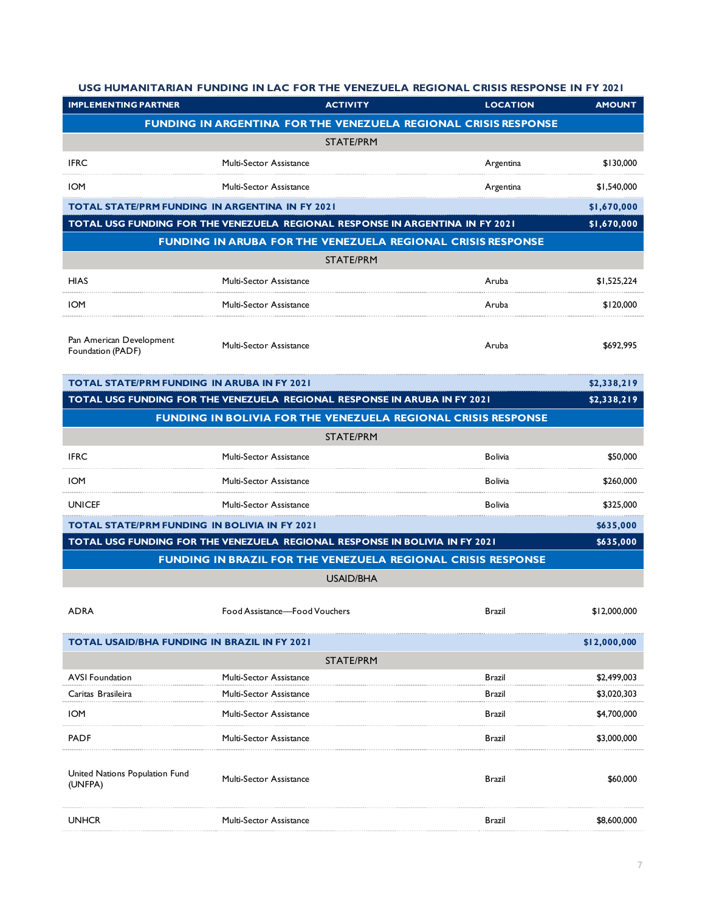**USG HUMANITARIAN FUNDING IN LAC FOR THE VENEZUELA REGIONAL CRISIS RESPONSE IN FY 2021**

| IMPLEMENTING PARTNER | ACTIVITY | LOCATION | AMOUNT |
|---|---|---|---|
| **FUNDING IN ARGENTINA FOR THE VENEZUELA REGIONAL CRISIS RESPONSE** | | | |
| STATE/PRM | | | |
| IFRC | Multi-Sector Assistance | Argentina | $130,000 |
| IOM | Multi-Sector Assistance | Argentina | $1,540,000 |
| **TOTAL STATE/PRM FUNDING IN ARGENTINA IN FY 2021** | | | **$1,670,000** |
| **TOTAL USG FUNDING FOR THE VENEZUELA REGIONAL RESPONSE IN ARGENTINA IN FY 2021** | | | **$1,670,000** |
| **FUNDING IN ARUBA FOR THE VENEZUELA REGIONAL CRISIS RESPONSE** | | | |
| STATE/PRM | | | |
| HIAS | Multi-Sector Assistance | Aruba | $1,525,224 |
| IOM | Multi-Sector Assistance | Aruba | $120,000 |
| Pan American Development Foundation (PADF) | Multi-Sector Assistance | Aruba | $692,995 |
| **TOTAL STATE/PRM FUNDING IN ARUBA IN FY 2021** | | | **$2,338,219** |
| **TOTAL USG FUNDING FOR THE VENEZUELA REGIONAL RESPONSE IN ARUBA IN FY 2021** | | | **$2,338,219** |
| **FUNDING IN BOLIVIA FOR THE VENEZUELA REGIONAL CRISIS RESPONSE** | | | |
| STATE/PRM | | | |
| IFRC | Multi-Sector Assistance | Bolivia | $50,000 |
| IOM | Multi-Sector Assistance | Bolivia | $260,000 |
| UNICEF | Multi-Sector Assistance | Bolivia | $325,000 |
| **TOTAL STATE/PRM FUNDING IN BOLIVIA IN FY 2021** | | | **$635,000** |
| **TOTAL USG FUNDING FOR THE VENEZUELA REGIONAL RESPONSE IN BOLIVIA IN FY 2021** | | | **$635,000** |
| **FUNDING IN BRAZIL FOR THE VENEZUELA REGIONAL CRISIS RESPONSE** | | | |
| USAID/BHA | | | |
| ADRA | Food Assistance—Food Vouchers | Brazil | $12,000,000 |
| **TOTAL USAID/BHA FUNDING IN BRAZIL IN FY 2021** | | | **$12,000,000** |
| STATE/PRM | | | |
| AVSI Foundation | Multi-Sector Assistance | Brazil | $2,499,003 |
| Caritas Brasileira | Multi-Sector Assistance | Brazil | $3,020,303 |
| IOM | Multi-Sector Assistance | Brazil | $4,700,000 |
| PADF | Multi-Sector Assistance | Brazil | $3,000,000 |
| United Nations Population Fund (UNFPA) | Multi-Sector Assistance | Brazil | $60,000 |
| UNHCR | Multi-Sector Assistance | Brazil | $8,600,000 |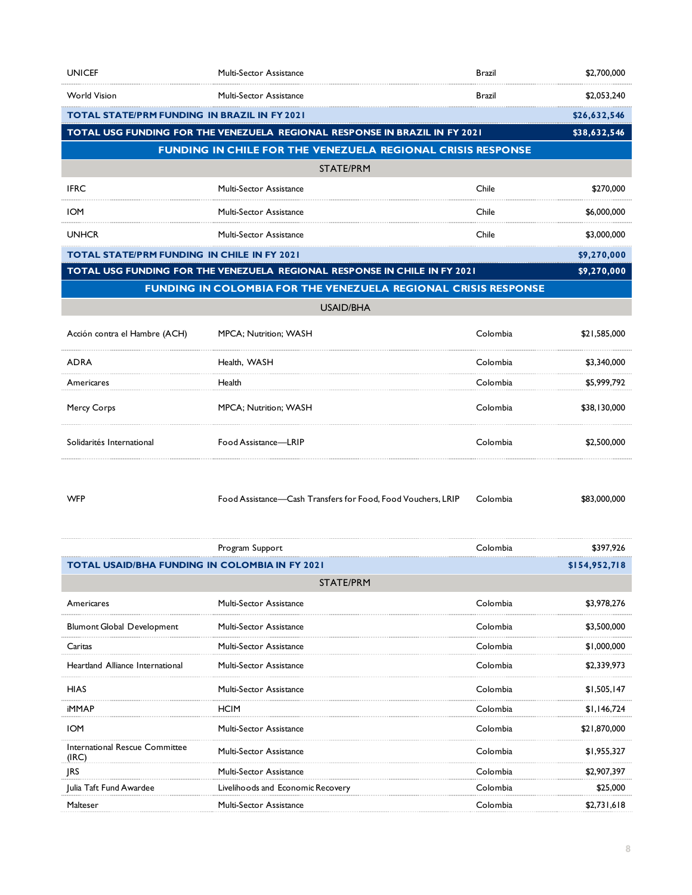| | | | |
|---|---|---|---|
| UNICEF | Multi-Sector Assistance | Brazil | $2,700,000 |
| World Vision | Multi-Sector Assistance | Brazil | $2,053,240 |
| **TOTAL STATE/PRM FUNDING IN BRAZIL IN FY 2021** | | | **$26,632,546** |
| **TOTAL USG FUNDING FOR THE VENEZUELA REGIONAL RESPONSE IN BRAZIL IN FY 2021** | | | **$38,632,546** |
| **FUNDING IN CHILE FOR THE VENEZUELA REGIONAL CRISIS RESPONSE** | | | |
| STATE/PRM | | | |
| IFRC | Multi-Sector Assistance | Chile | $270,000 |
| IOM | Multi-Sector Assistance | Chile | $6,000,000 |
| UNHCR | Multi-Sector Assistance | Chile | $3,000,000 |
| **TOTAL STATE/PRM FUNDING IN CHILE IN FY 2021** | | | **$9,270,000** |
| **TOTAL USG FUNDING FOR THE VENEZUELA REGIONAL RESPONSE IN CHILE IN FY 2021** | | | **$9,270,000** |
| **FUNDING IN COLOMBIA FOR THE VENEZUELA REGIONAL CRISIS RESPONSE** | | | |
| USAID/BHA | | | |
| Acción contra el Hambre (ACH) | MPCA; Nutrition; WASH | Colombia | $21,585,000 |
| ADRA | Health, WASH | Colombia | $3,340,000 |
| Americares | Health | Colombia | $5,999,792 |
| Mercy Corps | MPCA; Nutrition; WASH | Colombia | $38,130,000 |
| Solidarités International | Food Assistance—LRIP | Colombia | $2,500,000 |
| WFP | Food Assistance—Cash Transfers for Food, Food Vouchers, LRIP | Colombia | $83,000,000 |
| | Program Support | Colombia | $397,926 |
| **TOTAL USAID/BHA FUNDING IN COLOMBIA IN FY 2021** | | | **$154,952,718** |
| STATE/PRM | | | |
| Americares | Multi-Sector Assistance | Colombia | $3,978,276 |
| Blumont Global Development | Multi-Sector Assistance | Colombia | $3,500,000 |
| Caritas | Multi-Sector Assistance | Colombia | $1,000,000 |
| Heartland Alliance International | Multi-Sector Assistance | Colombia | $2,339,973 |
| HIAS | Multi-Sector Assistance | Colombia | $1,505,147 |
| iMMAP | HCIM | Colombia | $1,146,724 |
| IOM | Multi-Sector Assistance | Colombia | $21,870,000 |
| International Rescue Committee (IRC) | Multi-Sector Assistance | Colombia | $1,955,327 |
| JRS | Multi-Sector Assistance | Colombia | $2,907,397 |
| Julia Taft Fund Awardee | Livelihoods and Economic Recovery | Colombia | $25,000 |
| Malteser | Multi-Sector Assistance | Colombia | $2,731,618 |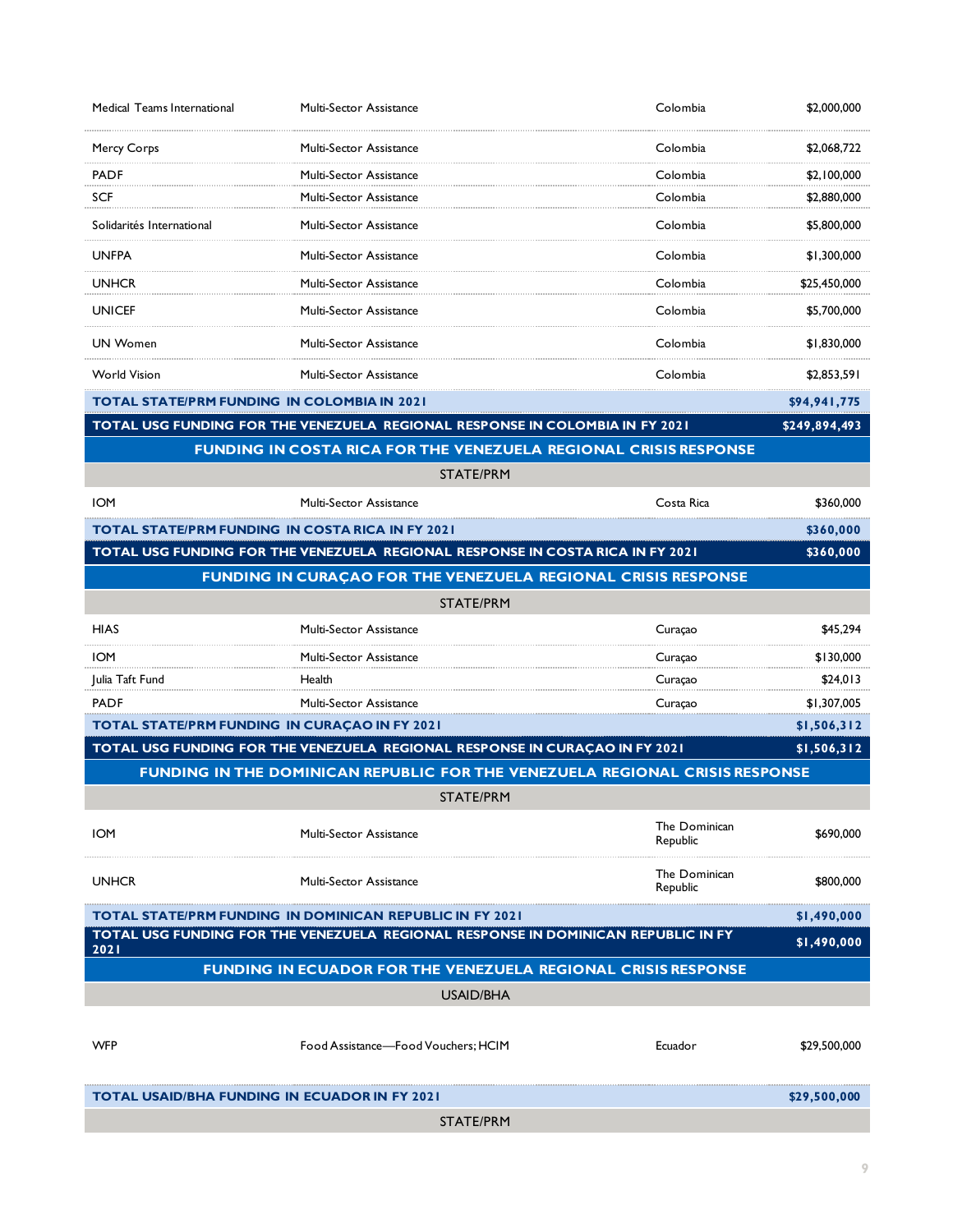| | | | |
|---|---|---|---|
| Medical Teams International | Multi-Sector Assistance | Colombia | $2,000,000 |
| Mercy Corps | Multi-Sector Assistance | Colombia | $2,068,722 |
| PADF | Multi-Sector Assistance | Colombia | $2,100,000 |
| SCF | Multi-Sector Assistance | Colombia | $2,880,000 |
| Solidarités International | Multi-Sector Assistance | Colombia | $5,800,000 |
| UNFPA | Multi-Sector Assistance | Colombia | $1,300,000 |
| UNHCR | Multi-Sector Assistance | Colombia | $25,450,000 |
| UNICEF | Multi-Sector Assistance | Colombia | $5,700,000 |
| UN Women | Multi-Sector Assistance | Colombia | $1,830,000 |
| World Vision | Multi-Sector Assistance | Colombia | $2,853,591 |
| **TOTAL STATE/PRM FUNDING IN COLOMBIA IN 2021** | | | **$94,941,775** |
| **TOTAL USG FUNDING FOR THE VENEZUELA REGIONAL RESPONSE IN COLOMBIA IN FY 2021** | | | **$249,894,493** |
| **FUNDING IN COSTA RICA FOR THE VENEZUELA REGIONAL CRISIS RESPONSE** | | | |
| STATE/PRM | | | |
| IOM | Multi-Sector Assistance | Costa Rica | $360,000 |
| **TOTAL STATE/PRM FUNDING IN COSTA RICA IN FY 2021** | | | **$360,000** |
| **TOTAL USG FUNDING FOR THE VENEZUELA REGIONAL RESPONSE IN COSTA RICA IN FY 2021** | | | **$360,000** |
| **FUNDING IN CURAÇAO FOR THE VENEZUELA REGIONAL CRISIS RESPONSE** | | | |
| STATE/PRM | | | |
| HIAS | Multi-Sector Assistance | Curaçao | $45,294 |
| IOM | Multi-Sector Assistance | Curaçao | $130,000 |
| Julia Taft Fund | Health | Curaçao | $24,013 |
| PADF | Multi-Sector Assistance | Curaçao | $1,307,005 |
| **TOTAL STATE/PRM FUNDING IN CURAÇAO IN FY 2021** | | | **$1,506,312** |
| **TOTAL USG FUNDING FOR THE VENEZUELA REGIONAL RESPONSE IN CURAÇAO IN FY 2021** | | | **$1,506,312** |
| **FUNDING IN THE DOMINICAN REPUBLIC FOR THE VENEZUELA REGIONAL CRISIS RESPONSE** | | | |
| STATE/PRM | | | |
| IOM | Multi-Sector Assistance | The Dominican Republic | $690,000 |
| UNHCR | Multi-Sector Assistance | The Dominican Republic | $800,000 |
| **TOTAL STATE/PRM FUNDING IN DOMINICAN REPUBLIC IN FY 2021** | | | **$1,490,000** |
| **TOTAL USG FUNDING FOR THE VENEZUELA REGIONAL RESPONSE IN DOMINICAN REPUBLIC IN FY 2021** | | | **$1,490,000** |
| **FUNDING IN ECUADOR FOR THE VENEZUELA REGIONAL CRISIS RESPONSE** | | | |
| USAID/BHA | | | |
| WFP | Food Assistance—Food Vouchers; HCIM | Ecuador | $29,500,000 |
| **TOTAL USAID/BHA FUNDING IN ECUADOR IN FY 2021** | | | **$29,500,000** |
| STATE/PRM | | | |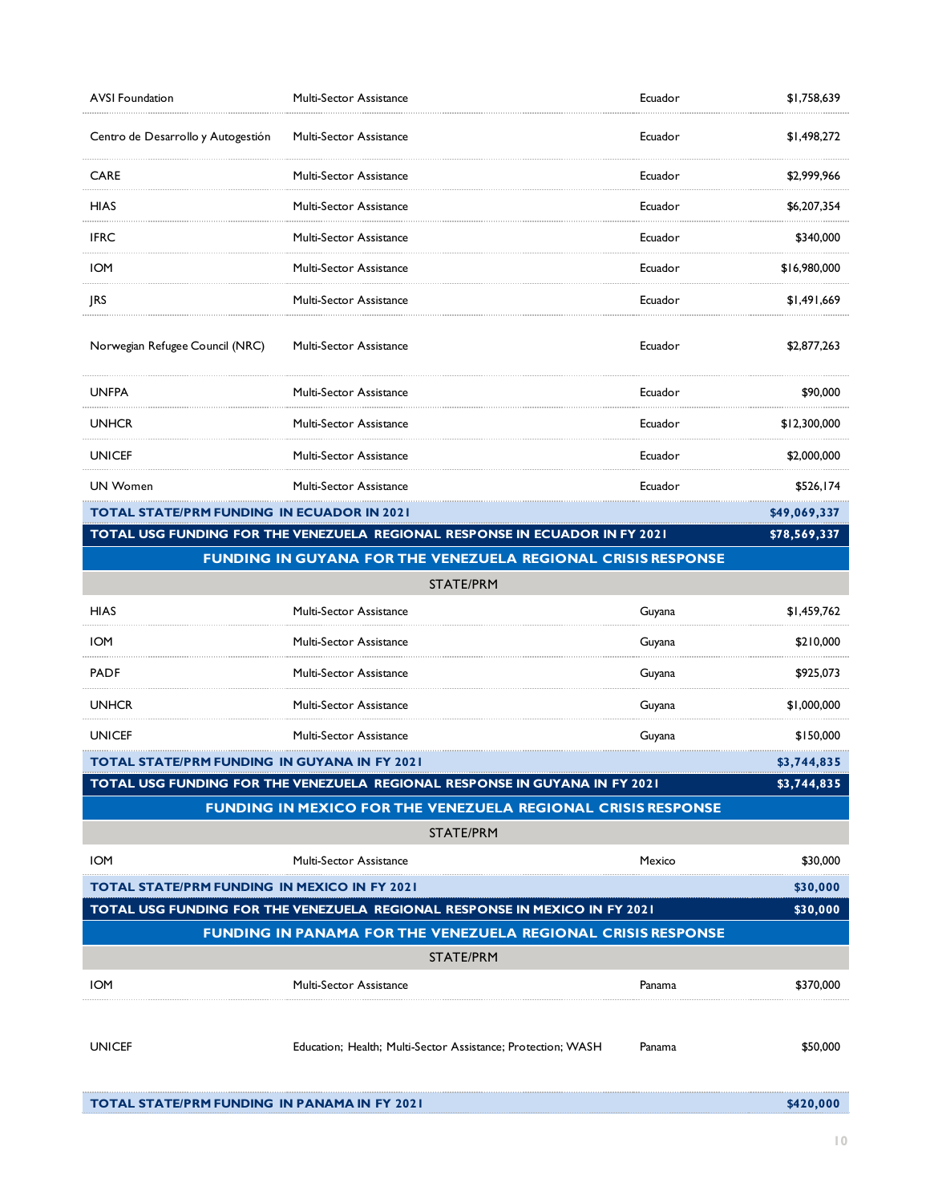| | | | |
|---|---|---|---|
| AVSI Foundation | Multi-Sector Assistance | Ecuador | $1,758,639 |
| Centro de Desarrollo y Autogestión | Multi-Sector Assistance | Ecuador | $1,498,272 |
| CARE | Multi-Sector Assistance | Ecuador | $2,999,966 |
| HIAS | Multi-Sector Assistance | Ecuador | $6,207,354 |
| IFRC | Multi-Sector Assistance | Ecuador | $340,000 |
| IOM | Multi-Sector Assistance | Ecuador | $16,980,000 |
| JRS | Multi-Sector Assistance | Ecuador | $1,491,669 |
| Norwegian Refugee Council (NRC) | Multi-Sector Assistance | Ecuador | $2,877,263 |
| UNFPA | Multi-Sector Assistance | Ecuador | $90,000 |
| UNHCR | Multi-Sector Assistance | Ecuador | $12,300,000 |
| UNICEF | Multi-Sector Assistance | Ecuador | $2,000,000 |
| UN Women | Multi-Sector Assistance | Ecuador | $526,174 |
| **TOTAL STATE/PRM FUNDING IN ECUADOR IN 2021** | | | **$49,069,337** |
| **TOTAL USG FUNDING FOR THE VENEZUELA REGIONAL RESPONSE IN ECUADOR IN FY 2021** | | | **$78,569,337** |
| **FUNDING IN GUYANA FOR THE VENEZUELA REGIONAL CRISIS RESPONSE** | | | |
| STATE/PRM | | | |
| HIAS | Multi-Sector Assistance | Guyana | $1,459,762 |
| IOM | Multi-Sector Assistance | Guyana | $210,000 |
| PADF | Multi-Sector Assistance | Guyana | $925,073 |
| UNHCR | Multi-Sector Assistance | Guyana | $1,000,000 |
| UNICEF | Multi-Sector Assistance | Guyana | $150,000 |
| **TOTAL STATE/PRM FUNDING IN GUYANA IN FY 2021** | | | **$3,744,835** |
| **TOTAL USG FUNDING FOR THE VENEZUELA REGIONAL RESPONSE IN GUYANA IN FY 2021** | | | **$3,744,835** |
| **FUNDING IN MEXICO FOR THE VENEZUELA REGIONAL CRISIS RESPONSE** | | | |
| STATE/PRM | | | |
| IOM | Multi-Sector Assistance | Mexico | $30,000 |
| **TOTAL STATE/PRM FUNDING IN MEXICO IN FY 2021** | | | **$30,000** |
| **TOTAL USG FUNDING FOR THE VENEZUELA REGIONAL RESPONSE IN MEXICO IN FY 2021** | | | **$30,000** |
| **FUNDING IN PANAMA FOR THE VENEZUELA REGIONAL CRISIS RESPONSE** | | | |
| STATE/PRM | | | |
| IOM | Multi-Sector Assistance | Panama | $370,000 |
| UNICEF | Education; Health; Multi-Sector Assistance; Protection; WASH | Panama | $50,000 |
| **TOTAL STATE/PRM FUNDING IN PANAMA IN FY 2021** | | | **$420,000** |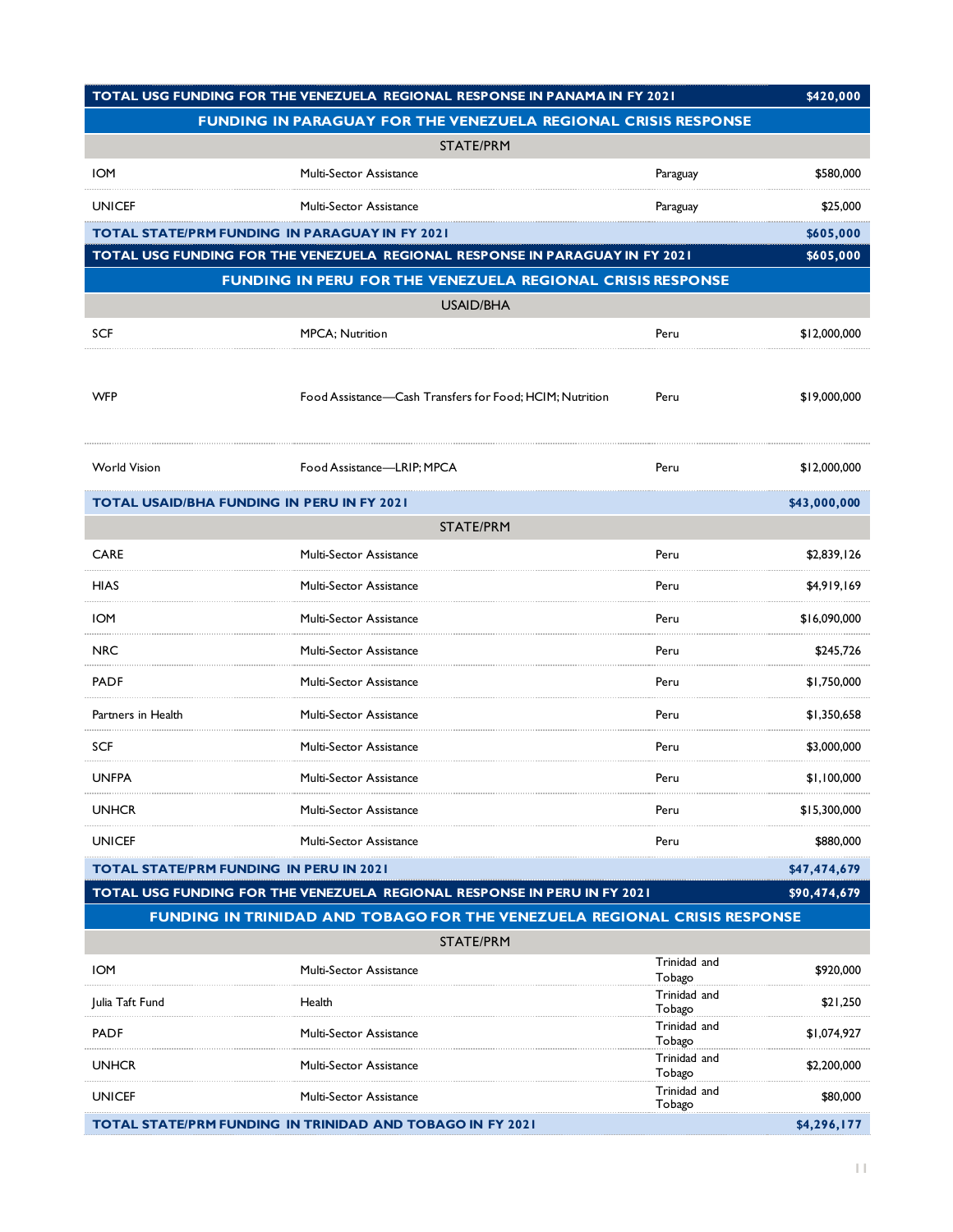| TOTAL USG FUNDING FOR THE VENEZUELA REGIONAL RESPONSE IN PANAMA IN FY 2021 | | | $420,000 |
|---|---|---|---|
| **FUNDING IN PARAGUAY FOR THE VENEZUELA REGIONAL CRISIS RESPONSE** | | | |
| STATE/PRM | | | |
| IOM | Multi-Sector Assistance | Paraguay | $580,000 |
| UNICEF | Multi-Sector Assistance | Paraguay | $25,000 |
| **TOTAL STATE/PRM FUNDING IN PARAGUAY IN FY 2021** | | | **$605,000** |
| **TOTAL USG FUNDING FOR THE VENEZUELA REGIONAL RESPONSE IN PARAGUAY IN FY 2021** | | | **$605,000** |
| **FUNDING IN PERU FOR THE VENEZUELA REGIONAL CRISIS RESPONSE** | | | |
| USAID/BHA | | | |
| SCF | MPCA; Nutrition | Peru | $12,000,000 |
| WFP | Food Assistance—Cash Transfers for Food; HCIM; Nutrition | Peru | $19,000,000 |
| World Vision | Food Assistance—LRIP; MPCA | Peru | $12,000,000 |
| **TOTAL USAID/BHA FUNDING IN PERU IN FY 2021** | | | **$43,000,000** |
| STATE/PRM | | | |
| CARE | Multi-Sector Assistance | Peru | $2,839,126 |
| HIAS | Multi-Sector Assistance | Peru | $4,919,169 |
| IOM | Multi-Sector Assistance | Peru | $16,090,000 |
| NRC | Multi-Sector Assistance | Peru | $245,726 |
| PADF | Multi-Sector Assistance | Peru | $1,750,000 |
| Partners in Health | Multi-Sector Assistance | Peru | $1,350,658 |
| SCF | Multi-Sector Assistance | Peru | $3,000,000 |
| UNFPA | Multi-Sector Assistance | Peru | $1,100,000 |
| UNHCR | Multi-Sector Assistance | Peru | $15,300,000 |
| UNICEF | Multi-Sector Assistance | Peru | $880,000 |
| **TOTAL STATE/PRM FUNDING IN PERU IN 2021** | | | **$47,474,679** |
| **TOTAL USG FUNDING FOR THE VENEZUELA REGIONAL RESPONSE IN PERU IN FY 2021** | | | **$90,474,679** |
| **FUNDING IN TRINIDAD AND TOBAGO FOR THE VENEZUELA REGIONAL CRISIS RESPONSE** | | | |
| STATE/PRM | | | |
| IOM | Multi-Sector Assistance | Trinidad and Tobago | $920,000 |
| Julia Taft Fund | Health | Trinidad and Tobago | $21,250 |
| PADF | Multi-Sector Assistance | Trinidad and Tobago | $1,074,927 |
| UNHCR | Multi-Sector Assistance | Trinidad and Tobago | $2,200,000 |
| UNICEF | Multi-Sector Assistance | Trinidad and Tobago | $80,000 |
| **TOTAL STATE/PRM FUNDING IN TRINIDAD AND TOBAGO IN FY 2021** | | | **$4,296,177** |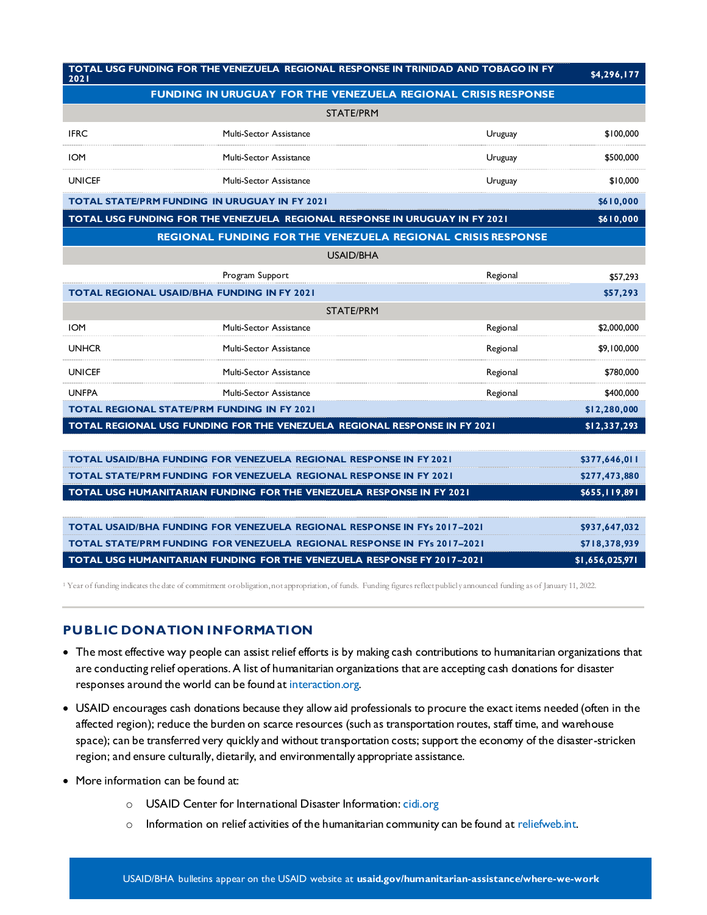| | | | |
|---|---|---|---|
| **TOTAL USG FUNDING FOR THE VENEZUELA REGIONAL RESPONSE IN TRINIDAD AND TOBAGO IN FY 2021** | | | **$4,296,177** |
| **FUNDING IN URUGUAY FOR THE VENEZUELA REGIONAL CRISIS RESPONSE** | | | |
| STATE/PRM | | | |
| IFRC | Multi-Sector Assistance | Uruguay | $100,000 |
| IOM | Multi-Sector Assistance | Uruguay | $500,000 |
| UNICEF | Multi-Sector Assistance | Uruguay | $10,000 |
| **TOTAL STATE/PRM FUNDING IN URUGUAY IN FY 2021** | | | **$610,000** |
| **TOTAL USG FUNDING FOR THE VENEZUELA REGIONAL RESPONSE IN URUGUAY IN FY 2021** | | | **$610,000** |
| **REGIONAL FUNDING FOR THE VENEZUELA REGIONAL CRISIS RESPONSE** | | | |
| USAID/BHA | | | |
| | Program Support | Regional | $57,293 |
| **TOTAL REGIONAL USAID/BHA FUNDING IN FY 2021** | | | **$57,293** |
| STATE/PRM | | | |
| IOM | Multi-Sector Assistance | Regional | $2,000,000 |
| UNHCR | Multi-Sector Assistance | Regional | $9,100,000 |
| UNICEF | Multi-Sector Assistance | Regional | $780,000 |
| UNFPA | Multi-Sector Assistance | Regional | $400,000 |
| **TOTAL REGIONAL STATE/PRM FUNDING IN FY 2021** | | | **$12,280,000** |
| **TOTAL REGIONAL USG FUNDING FOR THE VENEZUELA REGIONAL RESPONSE IN FY 2021** | | | **$12,337,293** |

| | |
|---|---|
| **TOTAL USAID/BHA FUNDING FOR VENEZUELA REGIONAL RESPONSE IN FY 2021** | **$377,646,011** |
| **TOTAL STATE/PRM FUNDING FOR VENEZUELA REGIONAL RESPONSE IN FY 2021** | **$277,473,880** |
| **TOTAL USG HUMANITARIAN FUNDING FOR THE VENEZUELA RESPONSE IN FY 2021** | **$655,119,891** |

| | |
|---|---|
| **TOTAL USAID/BHA FUNDING FOR VENEZUELA REGIONAL RESPONSE IN FYs 2017–2021** | **$937,647,032** |
| **TOTAL STATE/PRM FUNDING FOR VENEZUELA REGIONAL RESPONSE IN FYs 2017–2021** | **$718,378,939** |
| **TOTAL USG HUMANITARIAN FUNDING FOR THE VENEZUELA RESPONSE FY 2017–2021** | **$1,656,025,971** |

[1] Year of funding indicates the date of commitment or obligation, not appropriation, of funds. Funding figures reflect publicly announced funding as of January 11, 2022.

## PUBLIC DONATION INFORMATION

- The most effective way people can assist relief efforts is by making cash contributions to humanitarian organizations that are conducting relief operations. A list of humanitarian organizations that are accepting cash donations for disaster responses around the world can be found at interaction.org.
- USAID encourages cash donations because they allow aid professionals to procure the exact items needed (often in the affected region); reduce the burden on scarce resources (such as transportation routes, staff time, and warehouse space); can be transferred very quickly and without transportation costs; support the economy of the disaster-stricken region; and ensure culturally, dietarily, and environmentally appropriate assistance.
- More information can be found at:
  - USAID Center for International Disaster Information: cidi.org
  - Information on relief activities of the humanitarian community can be found at reliefweb.int.

USAID/BHA bulletins appear on the USAID website at **usaid.gov/humanitarian-assistance/where-we-work**